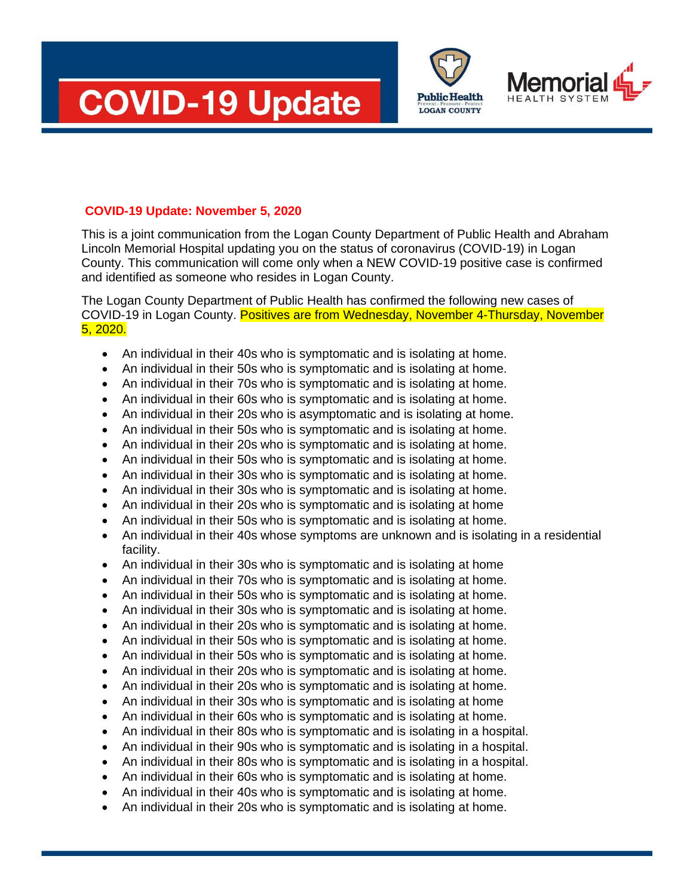# COVID-19 Update

Public Health LOGAN COUNTY Prevent · Promote · Protect

Memorial HEALTH SYSTEM

**COVID-19 Update: November 5, 2020**

This is a joint communication from the Logan County Department of Public Health and Abraham Lincoln Memorial Hospital updating you on the status of coronavirus (COVID-19) in Logan County. This communication will come only when a NEW COVID-19 positive case is confirmed and identified as someone who resides in Logan County.

The Logan County Department of Public Health has confirmed the following new cases of COVID-19 in Logan County. Positives are from Wednesday, November 4-Thursday, November 5, 2020.

- An individual in their 40s who is symptomatic and is isolating at home.
- An individual in their 50s who is symptomatic and is isolating at home.
- An individual in their 70s who is symptomatic and is isolating at home.
- An individual in their 60s who is symptomatic and is isolating at home.
- An individual in their 20s who is asymptomatic and is isolating at home.
- An individual in their 50s who is symptomatic and is isolating at home.
- An individual in their 20s who is symptomatic and is isolating at home.
- An individual in their 50s who is symptomatic and is isolating at home.
- An individual in their 30s who is symptomatic and is isolating at home.
- An individual in their 30s who is symptomatic and is isolating at home.
- An individual in their 20s who is symptomatic and is isolating at home
- An individual in their 50s who is symptomatic and is isolating at home.
- An individual in their 40s whose symptoms are unknown and is isolating in a residential facility.
- An individual in their 30s who is symptomatic and is isolating at home
- An individual in their 70s who is symptomatic and is isolating at home.
- An individual in their 50s who is symptomatic and is isolating at home.
- An individual in their 30s who is symptomatic and is isolating at home.
- An individual in their 20s who is symptomatic and is isolating at home.
- An individual in their 50s who is symptomatic and is isolating at home.
- An individual in their 50s who is symptomatic and is isolating at home.
- An individual in their 20s who is symptomatic and is isolating at home.
- An individual in their 20s who is symptomatic and is isolating at home.
- An individual in their 30s who is symptomatic and is isolating at home
- An individual in their 60s who is symptomatic and is isolating at home.
- An individual in their 80s who is symptomatic and is isolating in a hospital.
- An individual in their 90s who is symptomatic and is isolating in a hospital.
- An individual in their 80s who is symptomatic and is isolating in a hospital.
- An individual in their 60s who is symptomatic and is isolating at home.
- An individual in their 40s who is symptomatic and is isolating at home.
- An individual in their 20s who is symptomatic and is isolating at home.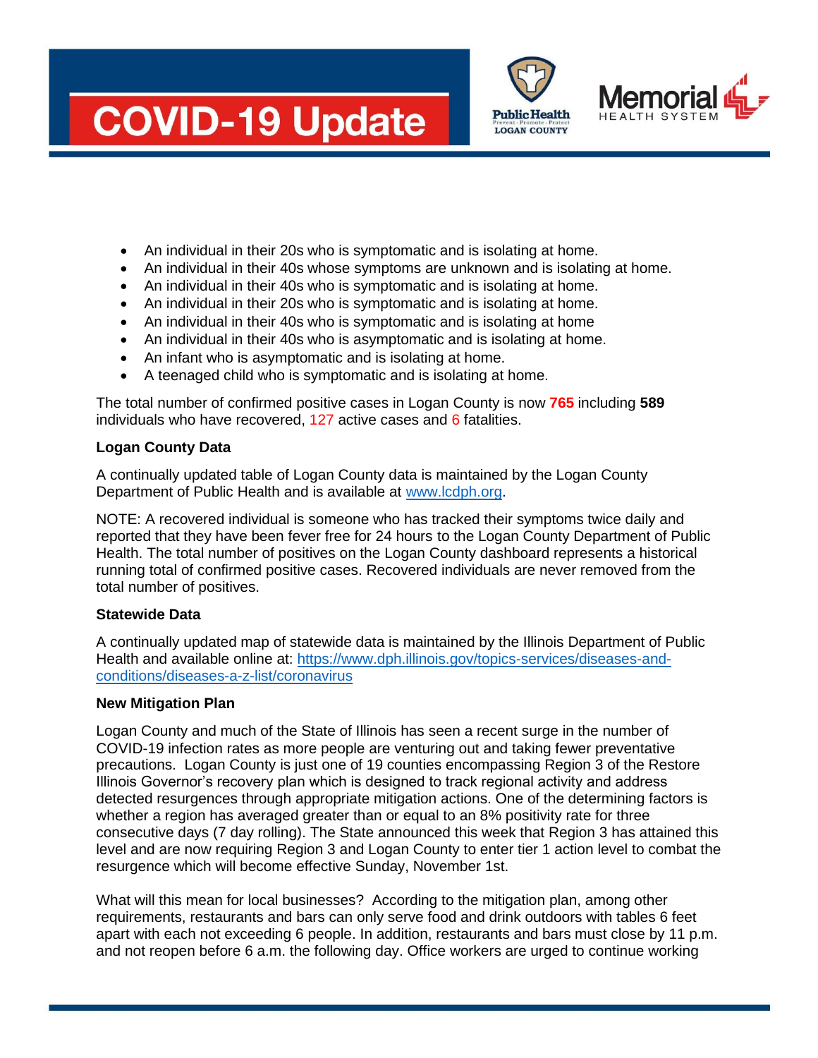- An individual in their 20s who is symptomatic and is isolating at home.
- An individual in their 40s whose symptoms are unknown and is isolating at home.
- An individual in their 40s who is symptomatic and is isolating at home.
- An individual in their 20s who is symptomatic and is isolating at home.
- An individual in their 40s who is symptomatic and is isolating at home
- An individual in their 40s who is asymptomatic and is isolating at home.
- An infant who is asymptomatic and is isolating at home.
- A teenaged child who is symptomatic and is isolating at home.

The total number of confirmed positive cases in Logan County is now **765** including **589** individuals who have recovered, 127 active cases and 6 fatalities.

**Logan County Data**

A continually updated table of Logan County data is maintained by the Logan County Department of Public Health and is available at [www.lcdph.org](www.lcdph.org).

NOTE: A recovered individual is someone who has tracked their symptoms twice daily and reported that they have been fever free for 24 hours to the Logan County Department of Public Health. The total number of positives on the Logan County dashboard represents a historical running total of confirmed positive cases. Recovered individuals are never removed from the total number of positives.

**Statewide Data**

A continually updated map of statewide data is maintained by the Illinois Department of Public Health and available online at: [https://www.dph.illinois.gov/topics-services/diseases-and-conditions/diseases-a-z-list/coronavirus](https://www.dph.illinois.gov/topics-services/diseases-and-conditions/diseases-a-z-list/coronavirus)

**New Mitigation Plan**

Logan County and much of the State of Illinois has seen a recent surge in the number of COVID-19 infection rates as more people are venturing out and taking fewer preventative precautions. Logan County is just one of 19 counties encompassing Region 3 of the Restore Illinois Governor's recovery plan which is designed to track regional activity and address detected resurgences through appropriate mitigation actions. One of the determining factors is whether a region has averaged greater than or equal to an 8% positivity rate for three consecutive days (7 day rolling). The State announced this week that Region 3 has attained this level and are now requiring Region 3 and Logan County to enter tier 1 action level to combat the resurgence which will become effective Sunday, November 1st.

What will this mean for local businesses? According to the mitigation plan, among other requirements, restaurants and bars can only serve food and drink outdoors with tables 6 feet apart with each not exceeding 6 people. In addition, restaurants and bars must close by 11 p.m. and not reopen before 6 a.m. the following day. Office workers are urged to continue working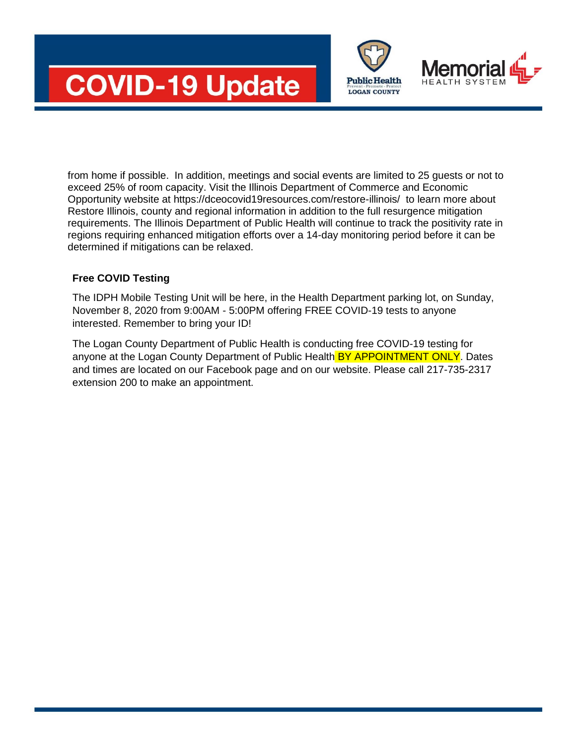from home if possible. In addition, meetings and social events are limited to 25 guests or not to exceed 25% of room capacity. Visit the Illinois Department of Commerce and Economic Opportunity website at https://dceocovid19resources.com/restore-illinois/ to learn more about Restore Illinois, county and regional information in addition to the full resurgence mitigation requirements. The Illinois Department of Public Health will continue to track the positivity rate in regions requiring enhanced mitigation efforts over a 14-day monitoring period before it can be determined if mitigations can be relaxed.

**Free COVID Testing**

The IDPH Mobile Testing Unit will be here, in the Health Department parking lot, on Sunday, November 8, 2020 from 9:00AM - 5:00PM offering FREE COVID-19 tests to anyone interested. Remember to bring your ID!

The Logan County Department of Public Health is conducting free COVID-19 testing for anyone at the Logan County Department of Public Health BY APPOINTMENT ONLY. Dates and times are located on our Facebook page and on our website. Please call 217-735-2317 extension 200 to make an appointment.